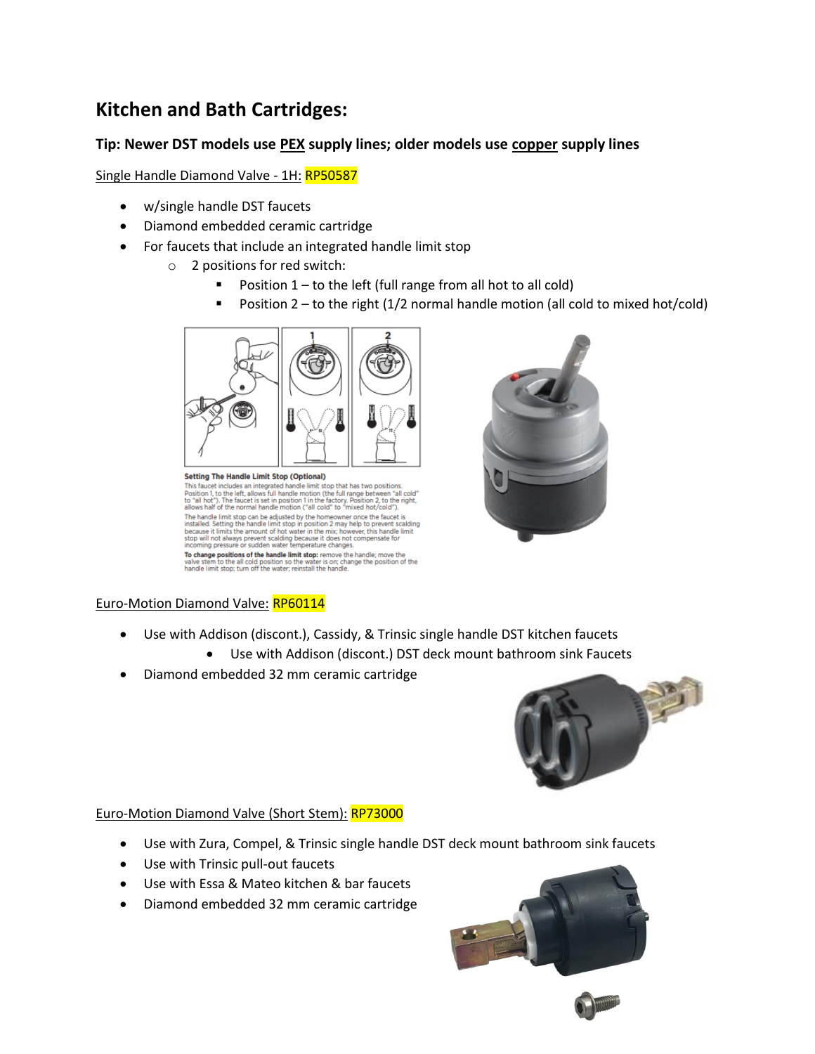# Kitchen and Bath Cartridges:

**Tip: Newer DST models use PEX supply lines; older models use copper supply lines**

Single Handle Diamond Valve - 1H: RP50587

- w/single handle DST faucets
- Diamond embedded ceramic cartridge
- For faucets that include an integrated handle limit stop
  - 2 positions for red switch:
    - Position 1 – to the left (full range from all hot to all cold)
    - Position 2 – to the right (1/2 normal handle motion (all cold to mixed hot/cold)

Euro-Motion Diamond Valve: RP60114

- Use with Addison (discont.), Cassidy, & Trinsic single handle DST kitchen faucets
  - Use with Addison (discont.) DST deck mount bathroom sink Faucets
- Diamond embedded 32 mm ceramic cartridge

Euro-Motion Diamond Valve (Short Stem): RP73000

- Use with Zura, Compel, & Trinsic single handle DST deck mount bathroom sink faucets
- Use with Trinsic pull-out faucets
- Use with Essa & Mateo kitchen & bar faucets
- Diamond embedded 32 mm ceramic cartridge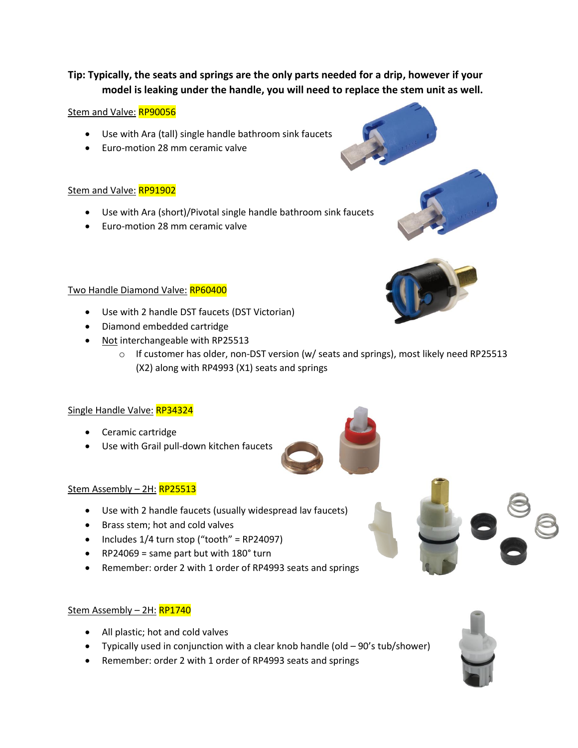**Tip: Typically, the seats and springs are the only parts needed for a drip, however if your model is leaking under the handle, you will need to replace the stem unit as well.**

Stem and Valve: RP90056

- Use with Ara (tall) single handle bathroom sink faucets
- Euro-motion 28 mm ceramic valve

Stem and Valve: RP91902

- Use with Ara (short)/Pivotal single handle bathroom sink faucets
- Euro-motion 28 mm ceramic valve

Two Handle Diamond Valve: RP60400

- Use with 2 handle DST faucets (DST Victorian)
- Diamond embedded cartridge
- Not interchangeable with RP25513
  - If customer has older, non-DST version (w/ seats and springs), most likely need RP25513 (X2) along with RP4993 (X1) seats and springs

Single Handle Valve: RP34324

- Ceramic cartridge
- Use with Grail pull-down kitchen faucets

Stem Assembly – 2H: RP25513

- Use with 2 handle faucets (usually widespread lav faucets)
- Brass stem; hot and cold valves
- Includes 1/4 turn stop ("tooth" = RP24097)
- RP24069 = same part but with 180° turn
- Remember: order 2 with 1 order of RP4993 seats and springs

Stem Assembly – 2H: RP1740

- All plastic; hot and cold valves
- Typically used in conjunction with a clear knob handle (old – 90's tub/shower)
- Remember: order 2 with 1 order of RP4993 seats and springs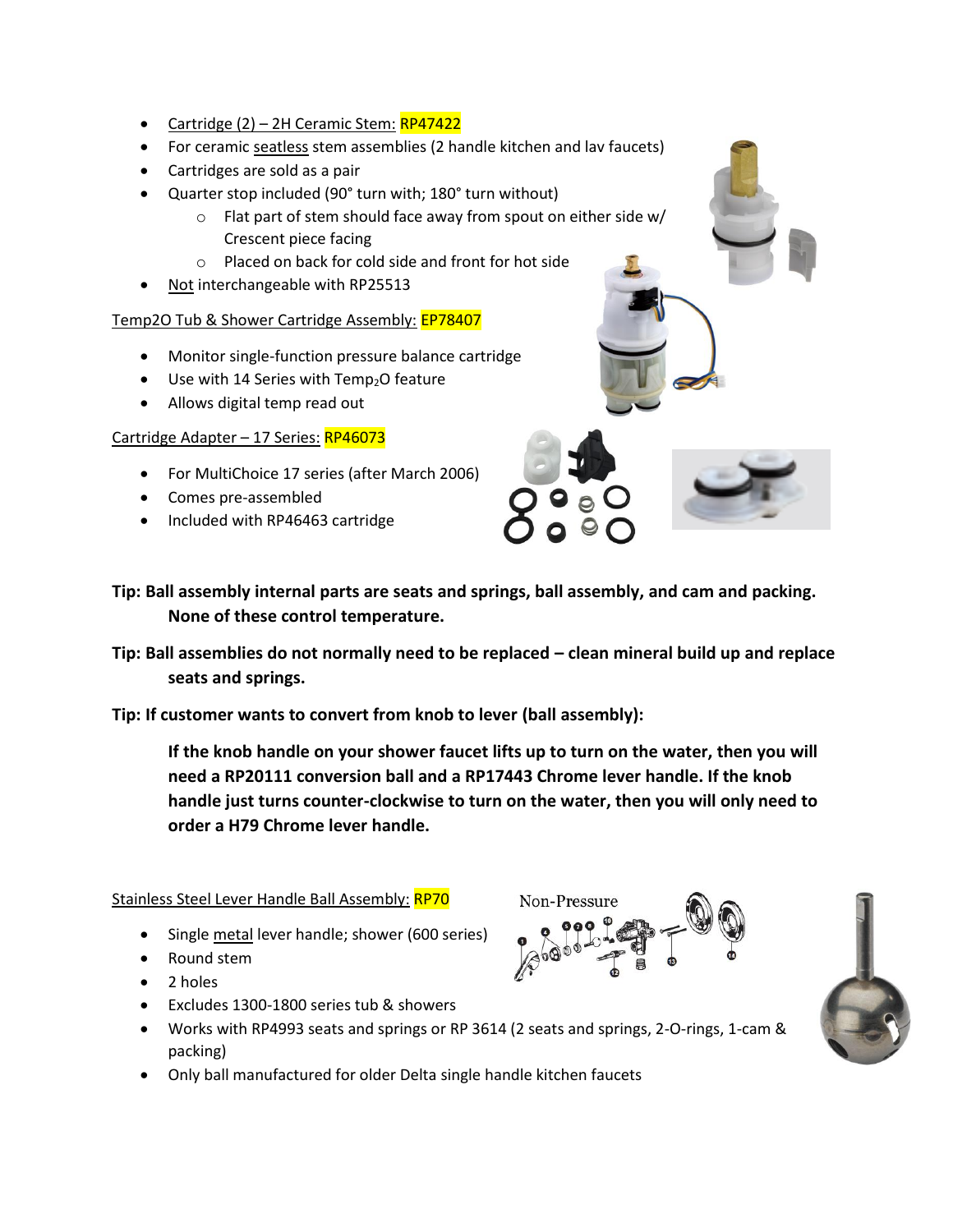- Cartridge (2) – 2H Ceramic Stem: RP47422
- For ceramic seatless stem assemblies (2 handle kitchen and lav faucets)
- Cartridges are sold as a pair
- Quarter stop included (90° turn with; 180° turn without)
    - Flat part of stem should face away from spout on either side w/ Crescent piece facing
    - Placed on back for cold side and front for hot side
- Not interchangeable with RP25513

Temp2O Tub & Shower Cartridge Assembly: EP78407

- Monitor single-function pressure balance cartridge
- Use with 14 Series with Temp$_2$O feature
- Allows digital temp read out

Cartridge Adapter – 17 Series: RP46073

- For MultiChoice 17 series (after March 2006)
- Comes pre-assembled
- Included with RP46463 cartridge

**Tip: Ball assembly internal parts are seats and springs, ball assembly, and cam and packing. None of these control temperature.**

**Tip: Ball assemblies do not normally need to be replaced – clean mineral build up and replace seats and springs.**

**Tip: If customer wants to convert from knob to lever (ball assembly):**

**If the knob handle on your shower faucet lifts up to turn on the water, then you will need a RP20111 conversion ball and a RP17443 Chrome lever handle. If the knob handle just turns counter-clockwise to turn on the water, then you will only need to order a H79 Chrome lever handle.**

Stainless Steel Lever Handle Ball Assembly: RP70

Non-Pressure

- Single metal lever handle; shower (600 series)
- Round stem
- 2 holes
- Excludes 1300-1800 series tub & showers
- Works with RP4993 seats and springs or RP 3614 (2 seats and springs, 2-O-rings, 1-cam & packing)
- Only ball manufactured for older Delta single handle kitchen faucets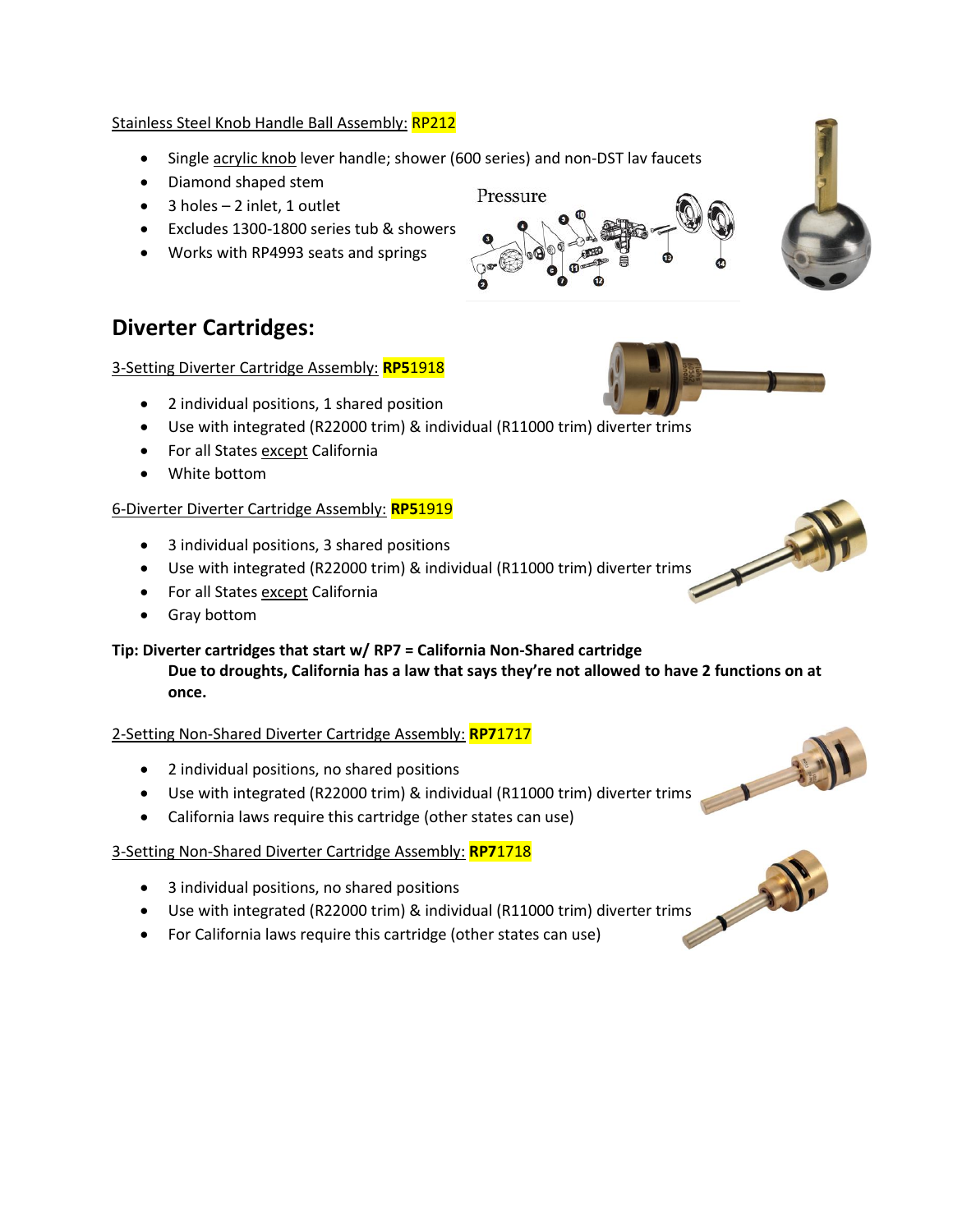Stainless Steel Knob Handle Ball Assembly: RP212

- Single acrylic knob lever handle; shower (600 series) and non-DST lav faucets
- Diamond shaped stem
- 3 holes – 2 inlet, 1 outlet
- Excludes 1300-1800 series tub & showers
- Works with RP4993 seats and springs

## Diverter Cartridges:

3-Setting Diverter Cartridge Assembly: **RP5**1918

- 2 individual positions, 1 shared position
- Use with integrated (R22000 trim) & individual (R11000 trim) diverter trims
- For all States except California
- White bottom

6-Diverter Diverter Cartridge Assembly: **RP5**1919

- 3 individual positions, 3 shared positions
- Use with integrated (R22000 trim) & individual (R11000 trim) diverter trims
- For all States except California
- Gray bottom

**Tip: Diverter cartridges that start w/ RP7 = California Non-Shared cartridge**
**Due to droughts, California has a law that says they're not allowed to have 2 functions on at once.**

2-Setting Non-Shared Diverter Cartridge Assembly: **RP7**1717

- 2 individual positions, no shared positions
- Use with integrated (R22000 trim) & individual (R11000 trim) diverter trims
- California laws require this cartridge (other states can use)

3-Setting Non-Shared Diverter Cartridge Assembly: **RP7**1718

- 3 individual positions, no shared positions
- Use with integrated (R22000 trim) & individual (R11000 trim) diverter trims
- For California laws require this cartridge (other states can use)